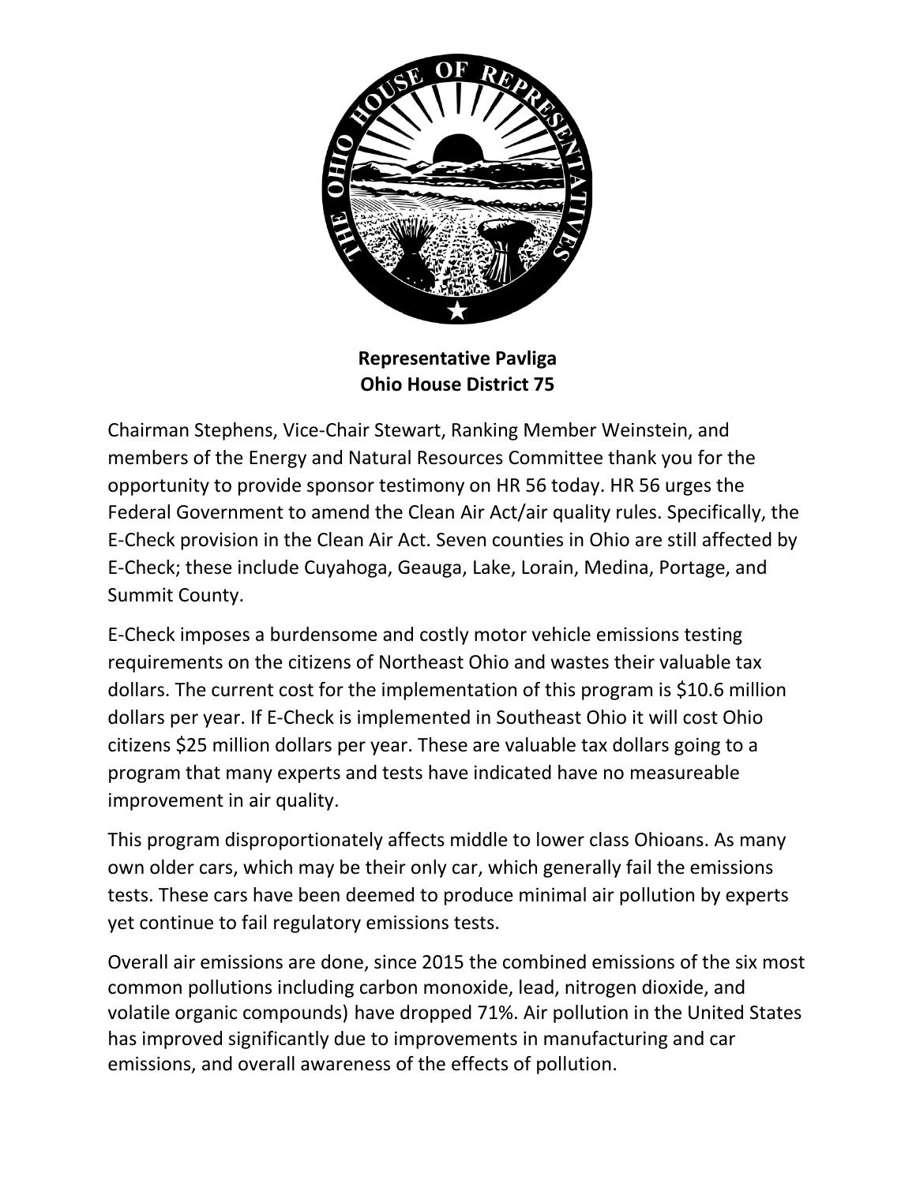**Representative Pavliga**
**Ohio House District 75**

Chairman Stephens, Vice-Chair Stewart, Ranking Member Weinstein, and members of the Energy and Natural Resources Committee thank you for the opportunity to provide sponsor testimony on HR 56 today. HR 56 urges the Federal Government to amend the Clean Air Act/air quality rules. Specifically, the E-Check provision in the Clean Air Act. Seven counties in Ohio are still affected by E-Check; these include Cuyahoga, Geauga, Lake, Lorain, Medina, Portage, and Summit County.

E-Check imposes a burdensome and costly motor vehicle emissions testing requirements on the citizens of Northeast Ohio and wastes their valuable tax dollars. The current cost for the implementation of this program is $10.6 million dollars per year. If E-Check is implemented in Southeast Ohio it will cost Ohio citizens $25 million dollars per year. These are valuable tax dollars going to a program that many experts and tests have indicated have no measureable improvement in air quality.

This program disproportionately affects middle to lower class Ohioans. As many own older cars, which may be their only car, which generally fail the emissions tests. These cars have been deemed to produce minimal air pollution by experts yet continue to fail regulatory emissions tests.

Overall air emissions are done, since 2015 the combined emissions of the six most common pollutions including carbon monoxide, lead, nitrogen dioxide, and volatile organic compounds) have dropped 71%. Air pollution in the United States has improved significantly due to improvements in manufacturing and car emissions, and overall awareness of the effects of pollution.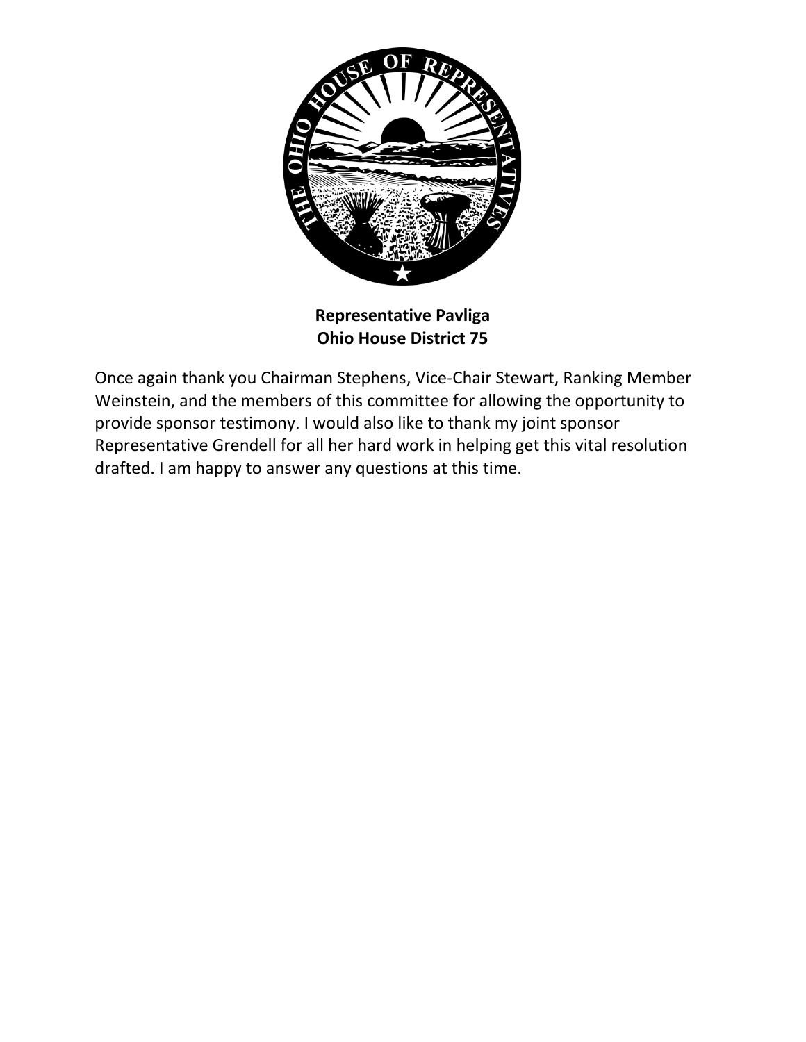**Representative Pavliga**
**Ohio House District 75**

Once again thank you Chairman Stephens, Vice-Chair Stewart, Ranking Member Weinstein, and the members of this committee for allowing the opportunity to provide sponsor testimony. I would also like to thank my joint sponsor Representative Grendell for all her hard work in helping get this vital resolution drafted. I am happy to answer any questions at this time.